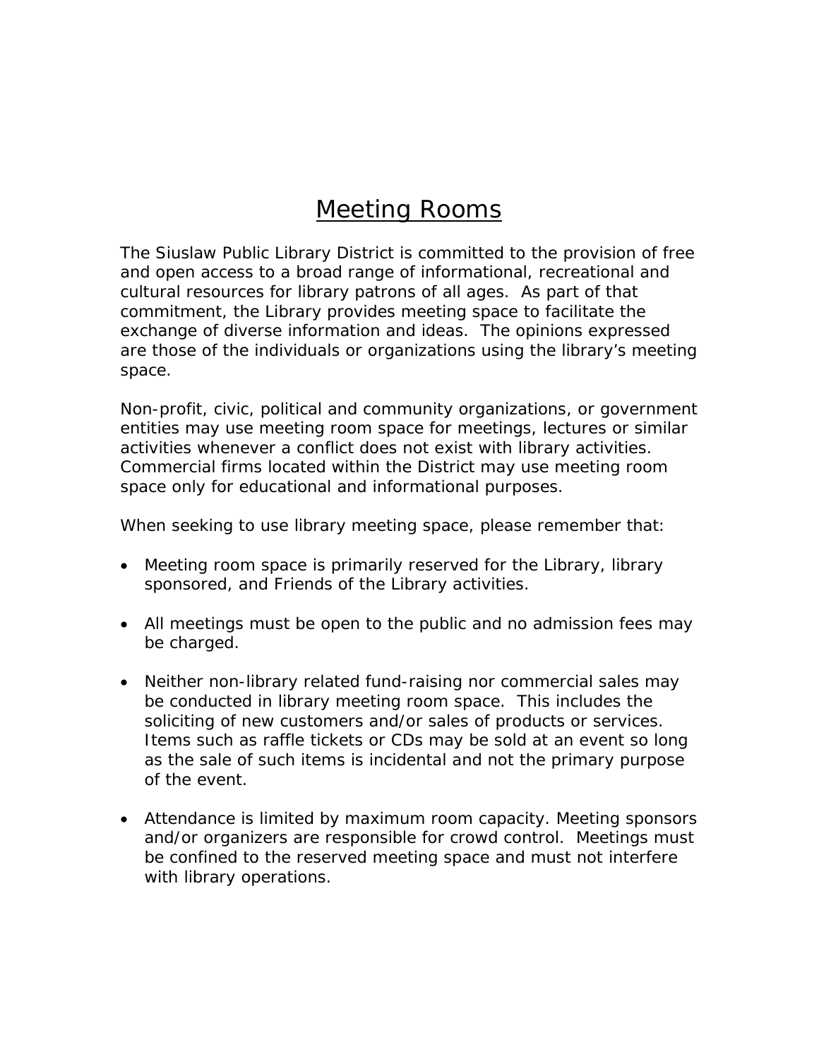# Meeting Rooms

The Siuslaw Public Library District is committed to the provision of free and open access to a broad range of informational, recreational and cultural resources for library patrons of all ages. As part of that commitment, the Library provides meeting space to facilitate the exchange of diverse information and ideas. The opinions expressed are those of the individuals or organizations using the library's meeting space.

Non-profit, civic, political and community organizations, or government entities may use meeting room space for meetings, lectures or similar activities whenever a conflict does not exist with library activities. Commercial firms located within the District may use meeting room space only for educational and informational purposes.

When seeking to use library meeting space, please remember that:

- Meeting room space is primarily reserved for the Library, library sponsored, and Friends of the Library activities.
- All meetings must be open to the public and no admission fees may be charged.
- Neither non-library related fund-raising nor commercial sales may be conducted in library meeting room space. This includes the soliciting of new customers and/or sales of products or services. Items such as raffle tickets or CDs may be sold at an event so long as the sale of such items is incidental and not the primary purpose of the event.
- Attendance is limited by maximum room capacity. Meeting sponsors and/or organizers are responsible for crowd control. Meetings must be confined to the reserved meeting space and must not interfere with library operations.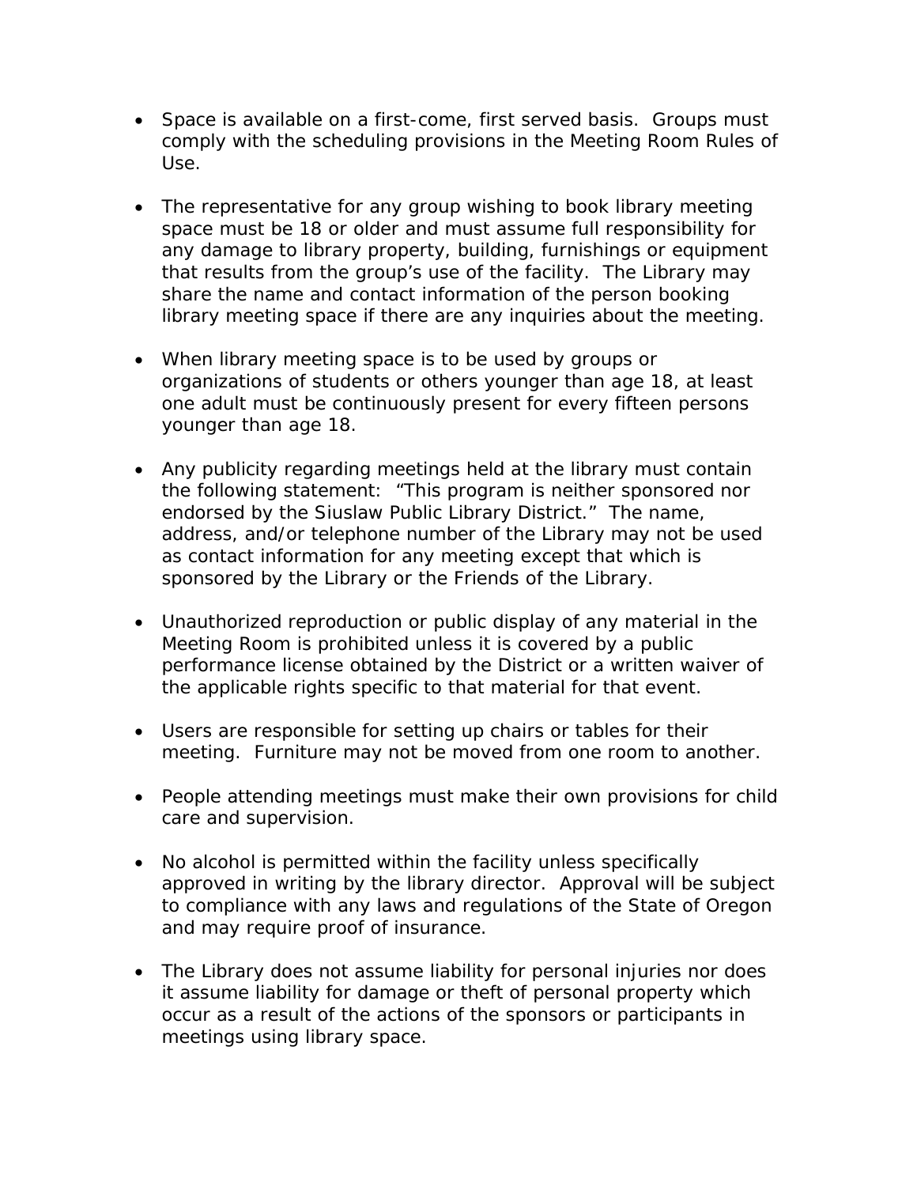- Space is available on a first-come, first served basis. Groups must comply with the scheduling provisions in the Meeting Room Rules of Use.

- The representative for any group wishing to book library meeting space must be 18 or older and must assume full responsibility for any damage to library property, building, furnishings or equipment that results from the group's use of the facility. The Library may share the name and contact information of the person booking library meeting space if there are any inquiries about the meeting.

- When library meeting space is to be used by groups or organizations of students or others younger than age 18, at least one adult must be continuously present for every fifteen persons younger than age 18.

- Any publicity regarding meetings held at the library must contain the following statement: "This program is neither sponsored nor endorsed by the Siuslaw Public Library District." The name, address, and/or telephone number of the Library may not be used as contact information for any meeting except that which is sponsored by the Library or the Friends of the Library.

- Unauthorized reproduction or public display of any material in the Meeting Room is prohibited unless it is covered by a public performance license obtained by the District or a written waiver of the applicable rights specific to that material for that event.

- Users are responsible for setting up chairs or tables for their meeting. Furniture may not be moved from one room to another.

- People attending meetings must make their own provisions for child care and supervision.

- No alcohol is permitted within the facility unless specifically approved in writing by the library director. Approval will be subject to compliance with any laws and regulations of the State of Oregon and may require proof of insurance.

- The Library does not assume liability for personal injuries nor does it assume liability for damage or theft of personal property which occur as a result of the actions of the sponsors or participants in meetings using library space.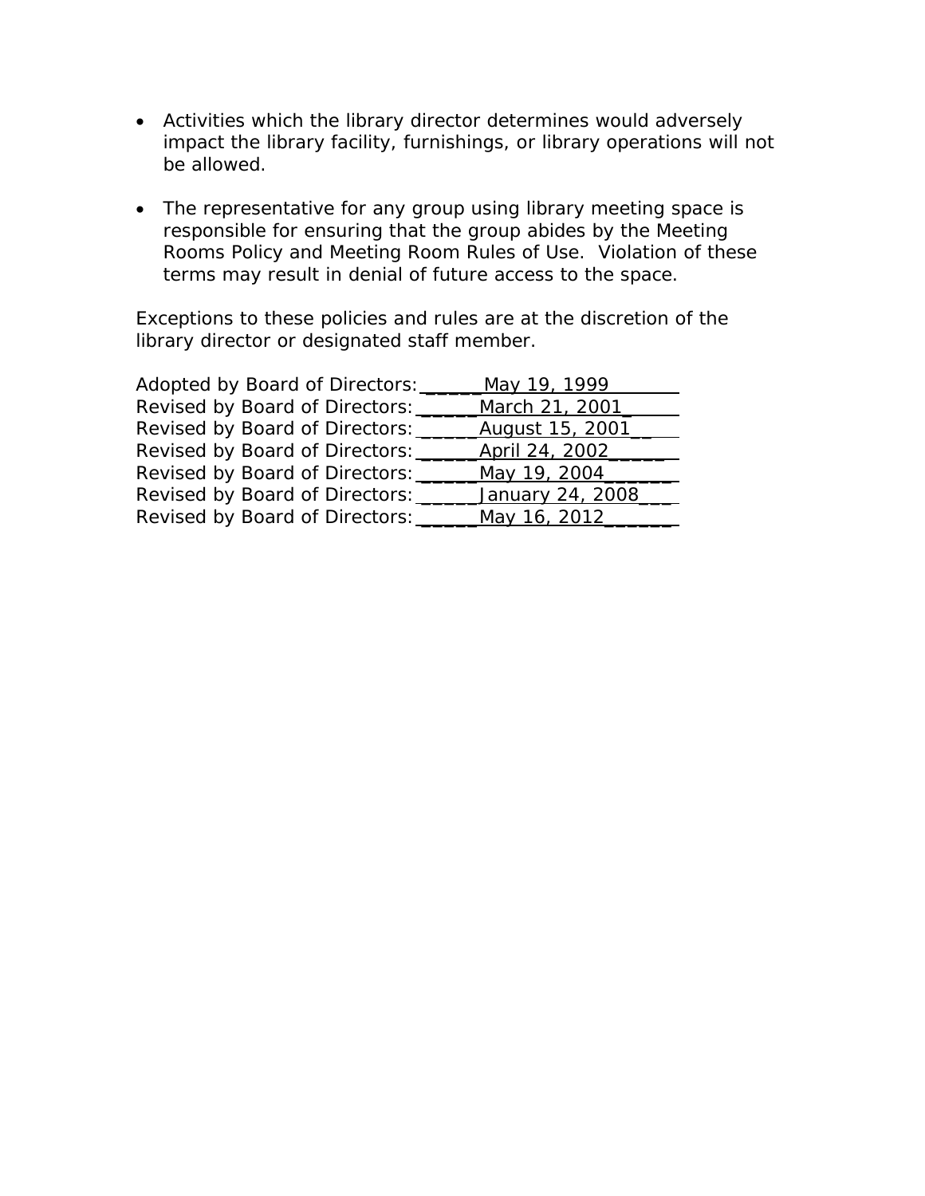- Activities which the library director determines would adversely impact the library facility, furnishings, or library operations will not be allowed.

- The representative for any group using library meeting space is responsible for ensuring that the group abides by the Meeting Rooms Policy and Meeting Room Rules of Use. Violation of these terms may result in denial of future access to the space.

Exceptions to these policies and rules are at the discretion of the library director or designated staff member.

Adopted by Board of Directors: ______May 19, 1999_______
Revised by Board of Directors: ______March 21, 2001______
Revised by Board of Directors: ______August 15, 2001______
Revised by Board of Directors: ______April 24, 2002______
Revised by Board of Directors: ______May 19, 2004______
Revised by Board of Directors: ______January 24, 2008___
Revised by Board of Directors: ______May 16, 2012______